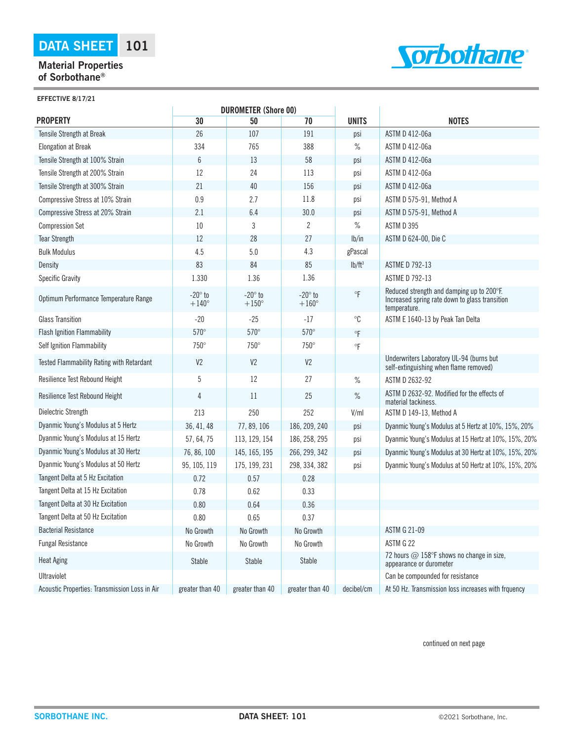# DATA SHEET 101

## Material Properties of Sorbothane®

Sorbothane®

**EFFECTIVE 8/17/21**

| PROPERTY | DUROMETER (Shore 00) 30 | 50 | 70 | UNITS | NOTES |
|---|---|---|---|---|---|
| Tensile Strength at Break | 26 | 107 | 191 | psi | ASTM D 412-06a |
| Elongation at Break | 334 | 765 | 388 | % | ASTM D 412-06a |
| Tensile Strength at 100% Strain | 6 | 13 | 58 | psi | ASTM D 412-06a |
| Tensile Strength at 200% Strain | 12 | 24 | 113 | psi | ASTM D 412-06a |
| Tensile Strength at 300% Strain | 21 | 40 | 156 | psi | ASTM D 412-06a |
| Compressive Stress at 10% Strain | 0.9 | 2.7 | 11.8 | psi | ASTM D 575-91, Method A |
| Compressive Stress at 20% Strain | 2.1 | 6.4 | 30.0 | psi | ASTM D 575-91, Method A |
| Compression Set | 10 | 3 | 2 | % | ASTM D 395 |
| Tear Strength | 12 | 28 | 27 | lb/in | ASTM D 624-00, Die C |
| Bulk Modulus | 4.5 | 5.0 | 4.3 | gPascal | |
| Density | 83 | 84 | 85 | lb/ft³ | ASTME D 792-13 |
| Specific Gravity | 1.330 | 1.36 | 1.36 | | ASTME D 792-13 |
| Optimum Performance Temperature Range | -20° to +140° | -20° to +150° | -20° to +160° | °F | Reduced strength and damping up to 200°F. Increased spring rate down to glass transition temperature. |
| Glass Transition | -20 | -25 | -17 | °C | ASTM E 1640-13 by Peak Tan Delta |
| Flash Ignition Flammability | 570° | 570° | 570° | °F | |
| Self Ignition Flammability | 750° | 750° | 750° | °F | |
| Tested Flammability Rating with Retardant | V2 | V2 | V2 | | Underwriters Laboratory UL-94 (burns but self-extinguishing when flame removed) |
| Resilience Test Rebound Height | 5 | 12 | 27 | % | ASTM D 2632-92 |
| Resilience Test Rebound Height | 4 | 11 | 25 | % | ASTM D 2632-92. Modified for the effects of material tackiness. |
| Dielectric Strength | 213 | 250 | 252 | V/ml | ASTM D 149-13, Method A |
| Dyanmic Young's Modulus at 5 Hertz | 36, 41, 48 | 77, 89, 106 | 186, 209, 240 | psi | Dyanmic Young's Modulus at 5 Hertz at 10%, 15%, 20% |
| Dyanmic Young's Modulus at 15 Hertz | 57, 64, 75 | 113, 129, 154 | 186, 258, 295 | psi | Dyanmic Young's Modulus at 15 Hertz at 10%, 15%, 20% |
| Dyanmic Young's Modulus at 30 Hertz | 76, 86, 100 | 145, 165, 195 | 266, 299, 342 | psi | Dyanmic Young's Modulus at 30 Hertz at 10%, 15%, 20% |
| Dyanmic Young's Modulus at 50 Hertz | 95, 105, 119 | 175, 199, 231 | 298, 334, 382 | psi | Dyanmic Young's Modulus at 50 Hertz at 10%, 15%, 20% |
| Tangent Delta at 5 Hz Excitation | 0.72 | 0.57 | 0.28 | | |
| Tangent Delta at 15 Hz Excitation | 0.78 | 0.62 | 0.33 | | |
| Tangent Delta at 30 Hz Excitation | 0.80 | 0.64 | 0.36 | | |
| Tangent Delta at 50 Hz Excitation | 0.80 | 0.65 | 0.37 | | |
| Bacterial Resistance | No Growth | No Growth | No Growth | | ASTM G 21-09 |
| Fungal Resistance | No Growth | No Growth | No Growth | | ASTM G 22 |
| Heat Aging | Stable | Stable | Stable | | 72 hours @ 158°F shows no change in size, appearance or durometer |
| Ultraviolet | | | | | Can be compounded for resistance |
| Acoustic Properties: Transmission Loss in Air | greater than 40 | greater than 40 | greater than 40 | decibel/cm | At 50 Hz. Transmission loss increases with frquency |

continued on next page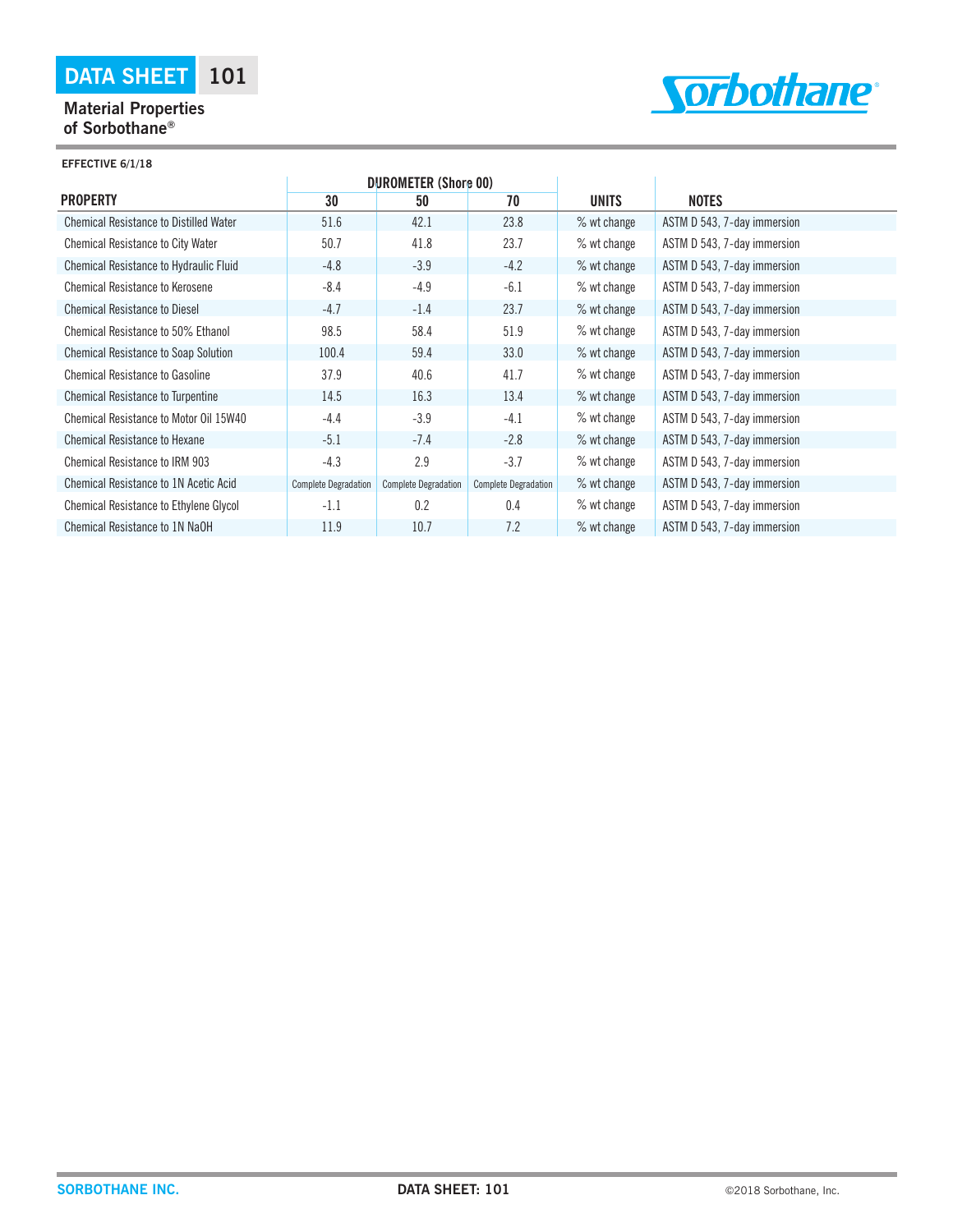# DATA SHEET 101

## Material Properties of Sorbothane®

**EFFECTIVE 6/1/18**

| PROPERTY | DUROMETER (Shore 00) | | | UNITS | NOTES |
|---|---|---|---|---|---|
| | 30 | 50 | 70 | | |
| Chemical Resistance to Distilled Water | 51.6 | 42.1 | 23.8 | % wt change | ASTM D 543, 7-day immersion |
| Chemical Resistance to City Water | 50.7 | 41.8 | 23.7 | % wt change | ASTM D 543, 7-day immersion |
| Chemical Resistance to Hydraulic Fluid | -4.8 | -3.9 | -4.2 | % wt change | ASTM D 543, 7-day immersion |
| Chemical Resistance to Kerosene | -8.4 | -4.9 | -6.1 | % wt change | ASTM D 543, 7-day immersion |
| Chemical Resistance to Diesel | -4.7 | -1.4 | 23.7 | % wt change | ASTM D 543, 7-day immersion |
| Chemical Resistance to 50% Ethanol | 98.5 | 58.4 | 51.9 | % wt change | ASTM D 543, 7-day immersion |
| Chemical Resistance to Soap Solution | 100.4 | 59.4 | 33.0 | % wt change | ASTM D 543, 7-day immersion |
| Chemical Resistance to Gasoline | 37.9 | 40.6 | 41.7 | % wt change | ASTM D 543, 7-day immersion |
| Chemical Resistance to Turpentine | 14.5 | 16.3 | 13.4 | % wt change | ASTM D 543, 7-day immersion |
| Chemical Resistance to Motor Oil 15W40 | -4.4 | -3.9 | -4.1 | % wt change | ASTM D 543, 7-day immersion |
| Chemical Resistance to Hexane | -5.1 | -7.4 | -2.8 | % wt change | ASTM D 543, 7-day immersion |
| Chemical Resistance to IRM 903 | -4.3 | 2.9 | -3.7 | % wt change | ASTM D 543, 7-day immersion |
| Chemical Resistance to 1N Acetic Acid | Complete Degradation | Complete Degradation | Complete Degradation | % wt change | ASTM D 543, 7-day immersion |
| Chemical Resistance to Ethylene Glycol | -1.1 | 0.2 | 0.4 | % wt change | ASTM D 543, 7-day immersion |
| Chemical Resistance to 1N NaOH | 11.9 | 10.7 | 7.2 | % wt change | ASTM D 543, 7-day immersion |